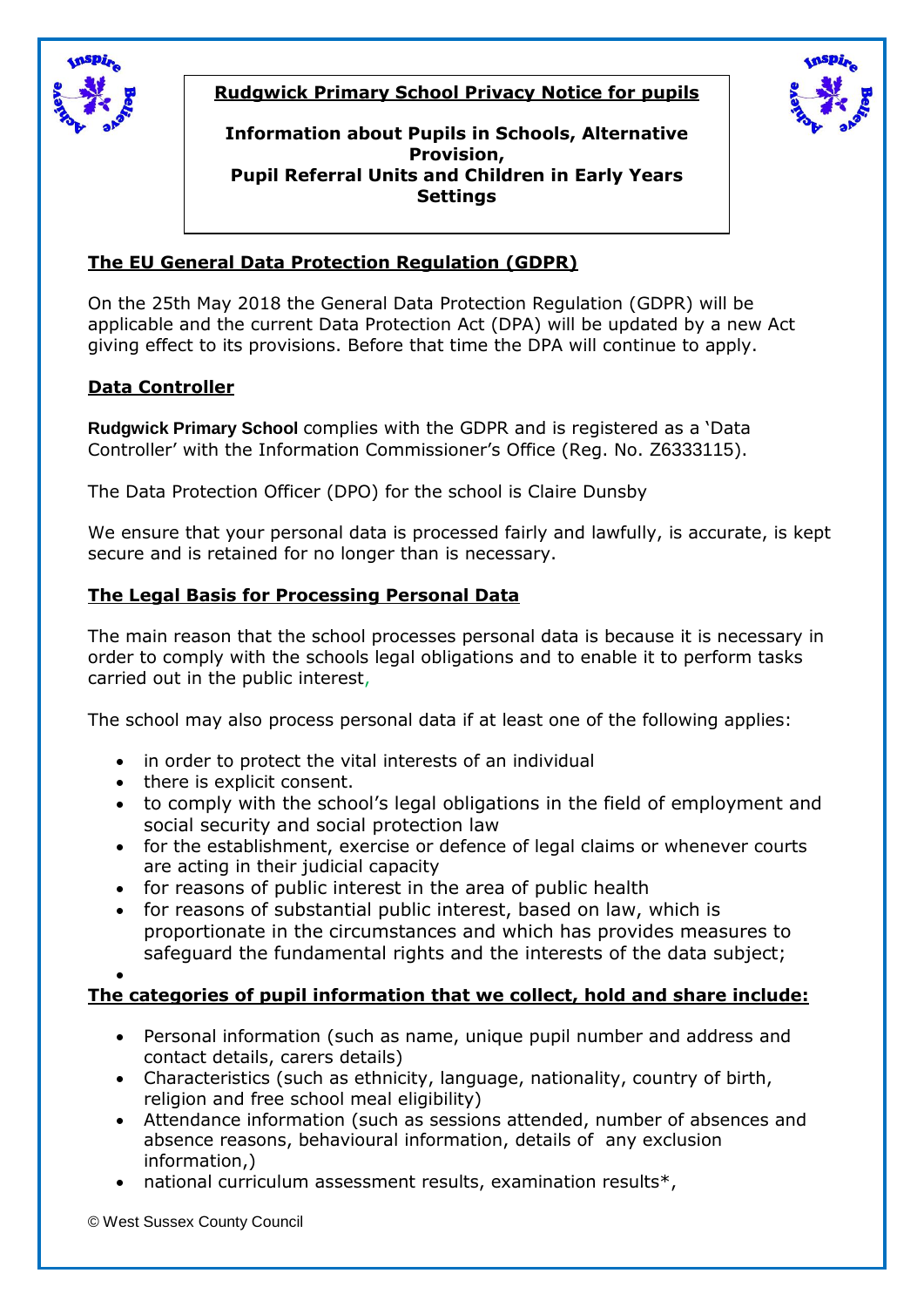# Rudgwick Primary School Privacy Notice for pupils

**Information about Pupils in Schools, Alternative Provision, Pupil Referral Units and Children in Early Years Settings**

## The EU General Data Protection Regulation (GDPR)

On the 25th May 2018 the General Data Protection Regulation (GDPR) will be applicable and the current Data Protection Act (DPA) will be updated by a new Act giving effect to its provisions. Before that time the DPA will continue to apply.

## Data Controller

**Rudgwick Primary School** complies with the GDPR and is registered as a 'Data Controller' with the Information Commissioner's Office (Reg. No. Z6333115).

The Data Protection Officer (DPO) for the school is Claire Dunsby

We ensure that your personal data is processed fairly and lawfully, is accurate, is kept secure and is retained for no longer than is necessary.

## The Legal Basis for Processing Personal Data

The main reason that the school processes personal data is because it is necessary in order to comply with the schools legal obligations and to enable it to perform tasks carried out in the public interest,

The school may also process personal data if at least one of the following applies:

- in order to protect the vital interests of an individual
- there is explicit consent.
- to comply with the school's legal obligations in the field of employment and social security and social protection law
- for the establishment, exercise or defence of legal claims or whenever courts are acting in their judicial capacity
- for reasons of public interest in the area of public health
- for reasons of substantial public interest, based on law, which is proportionate in the circumstances and which has provides measures to safeguard the fundamental rights and the interests of the data subject;

## The categories of pupil information that we collect, hold and share include:

- Personal information (such as name, unique pupil number and address and contact details, carers details)
- Characteristics (such as ethnicity, language, nationality, country of birth, religion and free school meal eligibility)
- Attendance information (such as sessions attended, number of absences and absence reasons, behavioural information, details of any exclusion information,)
- national curriculum assessment results, examination results*,

© West Sussex County Council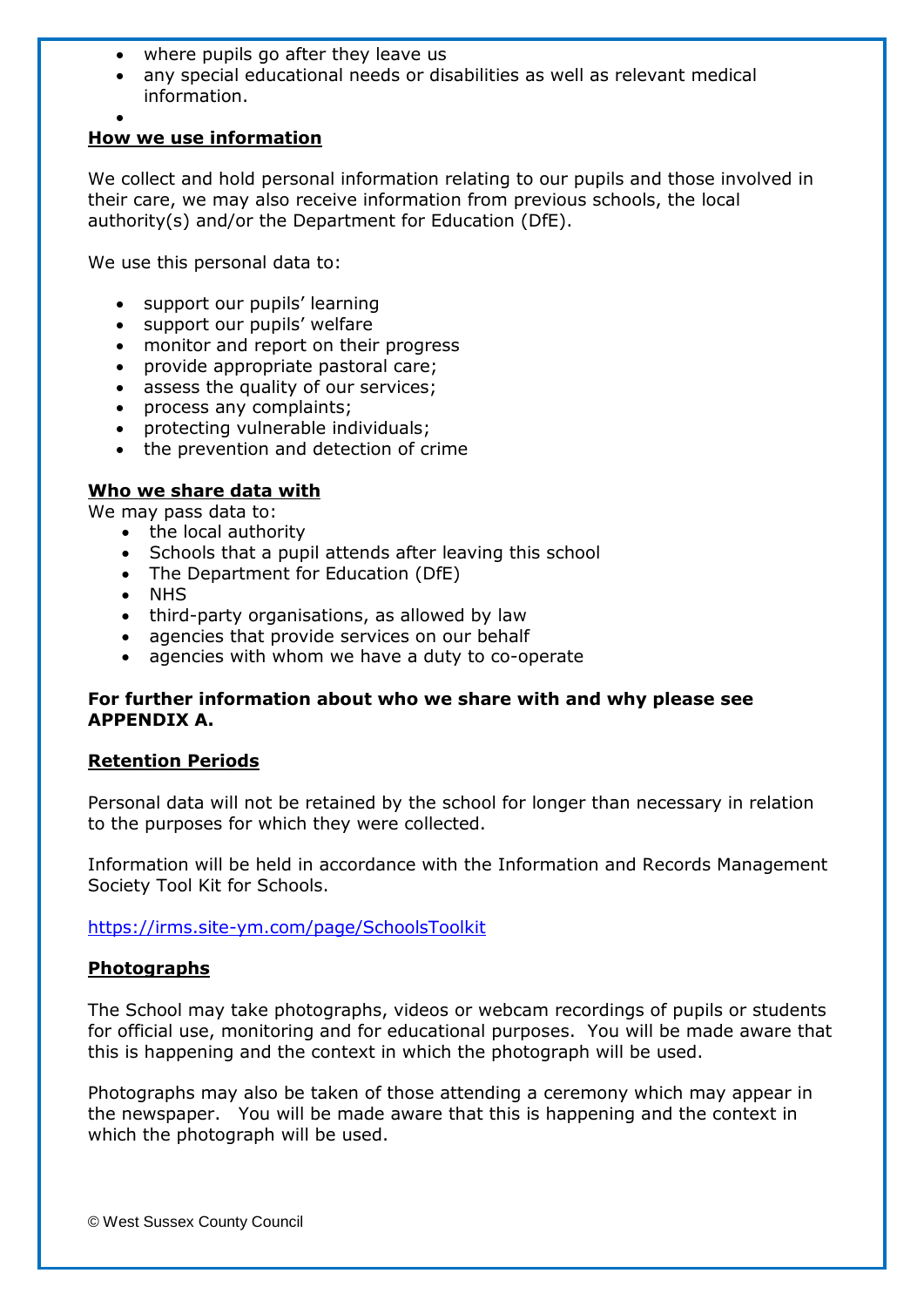- where pupils go after they leave us
- any special educational needs or disabilities as well as relevant medical information.

## How we use information

We collect and hold personal information relating to our pupils and those involved in their care, we may also receive information from previous schools, the local authority(s) and/or the Department for Education (DfE).

We use this personal data to:

- support our pupils' learning
- support our pupils' welfare
- monitor and report on their progress
- provide appropriate pastoral care;
- assess the quality of our services;
- process any complaints;
- protecting vulnerable individuals;
- the prevention and detection of crime

## Who we share data with

We may pass data to:

- the local authority
- Schools that a pupil attends after leaving this school
- The Department for Education (DfE)
- NHS
- third-party organisations, as allowed by law
- agencies that provide services on our behalf
- agencies with whom we have a duty to co-operate

**For further information about who we share with and why please see APPENDIX A.**

## Retention Periods

Personal data will not be retained by the school for longer than necessary in relation to the purposes for which they were collected.

Information will be held in accordance with the Information and Records Management Society Tool Kit for Schools.

https://irms.site-ym.com/page/SchoolsToolkit

## Photographs

The School may take photographs, videos or webcam recordings of pupils or students for official use, monitoring and for educational purposes. You will be made aware that this is happening and the context in which the photograph will be used.

Photographs may also be taken of those attending a ceremony which may appear in the newspaper. You will be made aware that this is happening and the context in which the photograph will be used.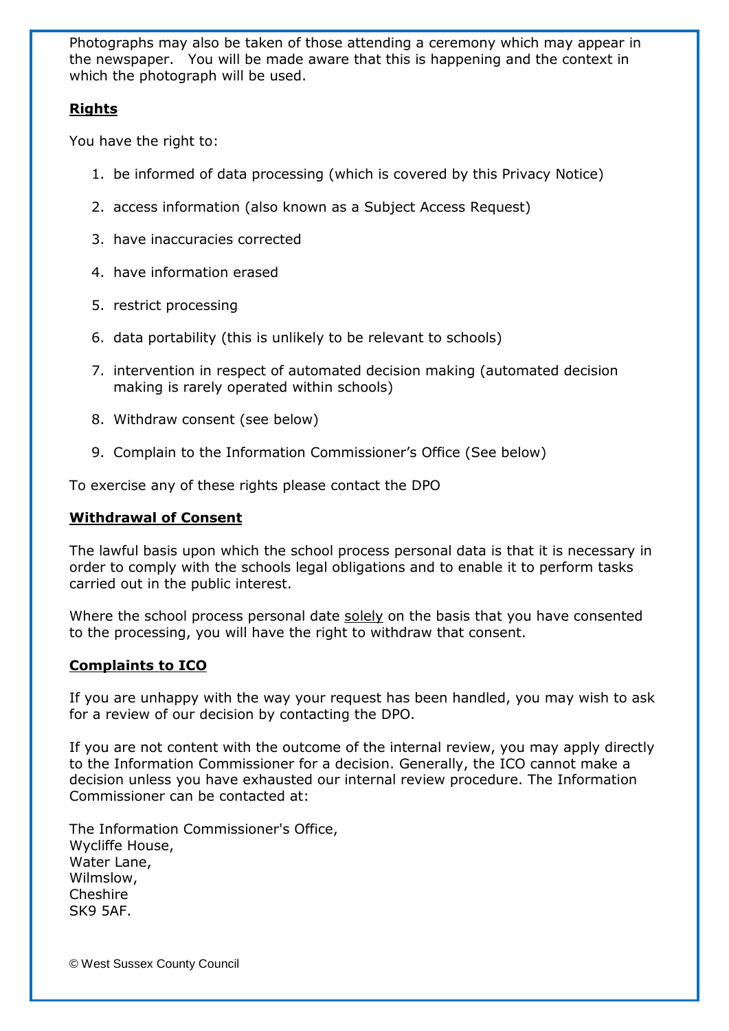Photographs may also be taken of those attending a ceremony which may appear in the newspaper. You will be made aware that this is happening and the context in which the photograph will be used.

## Rights

You have the right to:

1. be informed of data processing (which is covered by this Privacy Notice)
2. access information (also known as a Subject Access Request)
3. have inaccuracies corrected
4. have information erased
5. restrict processing
6. data portability (this is unlikely to be relevant to schools)
7. intervention in respect of automated decision making (automated decision making is rarely operated within schools)
8. Withdraw consent (see below)
9. Complain to the Information Commissioner's Office (See below)

To exercise any of these rights please contact the DPO

## Withdrawal of Consent

The lawful basis upon which the school process personal data is that it is necessary in order to comply with the schools legal obligations and to enable it to perform tasks carried out in the public interest.

Where the school process personal date solely on the basis that you have consented to the processing, you will have the right to withdraw that consent.

## Complaints to ICO

If you are unhappy with the way your request has been handled, you may wish to ask for a review of our decision by contacting the DPO.

If you are not content with the outcome of the internal review, you may apply directly to the Information Commissioner for a decision. Generally, the ICO cannot make a decision unless you have exhausted our internal review procedure. The Information Commissioner can be contacted at:

The Information Commissioner's Office,
Wycliffe House,
Water Lane,
Wilmslow,
Cheshire
SK9 5AF.

© West Sussex County Council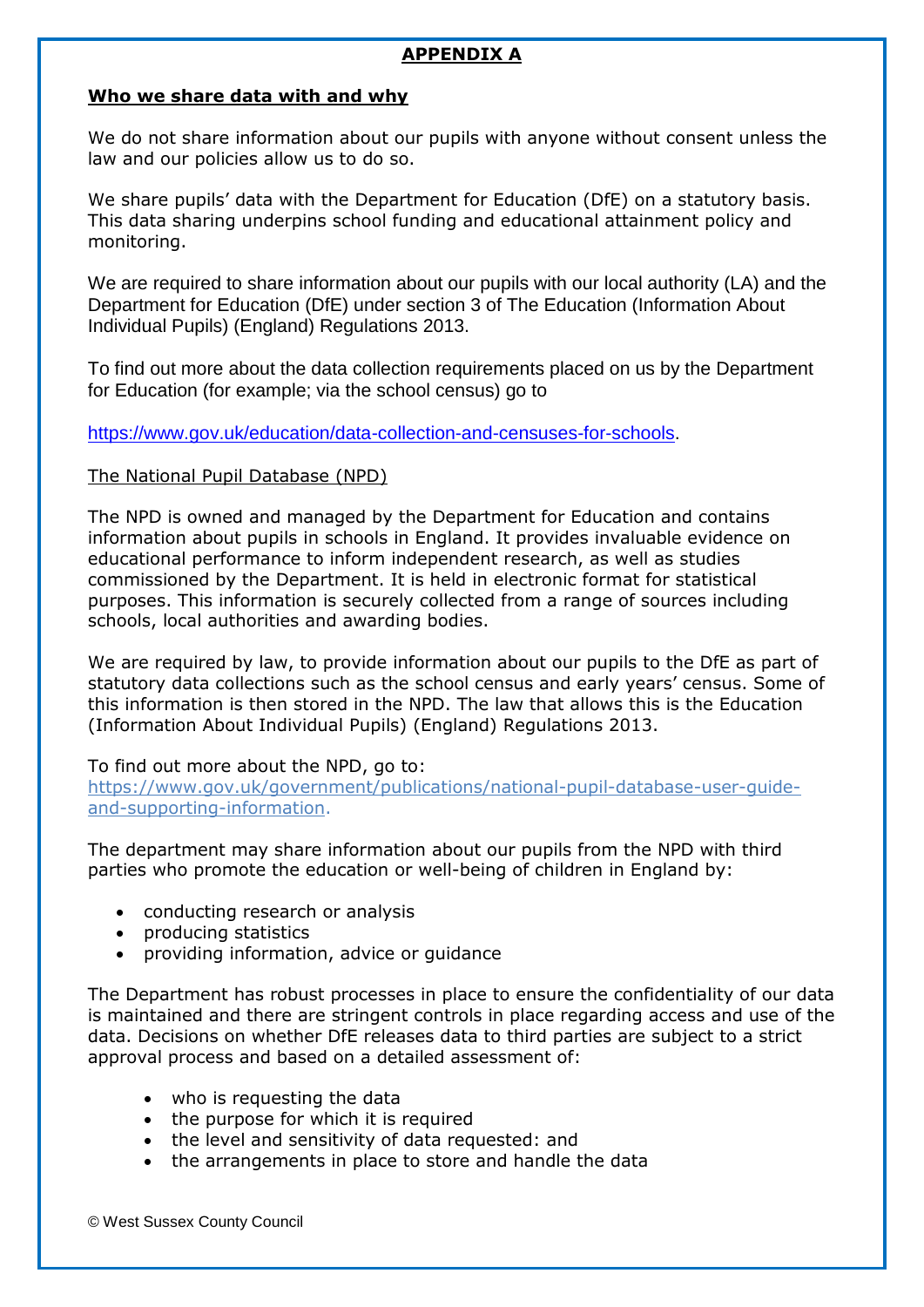# APPENDIX A

## Who we share data with and why

We do not share information about our pupils with anyone without consent unless the law and our policies allow us to do so.

We share pupils' data with the Department for Education (DfE) on a statutory basis. This data sharing underpins school funding and educational attainment policy and monitoring.

We are required to share information about our pupils with our local authority (LA) and the Department for Education (DfE) under section 3 of The Education (Information About Individual Pupils) (England) Regulations 2013.

To find out more about the data collection requirements placed on us by the Department for Education (for example; via the school census) go to

https://www.gov.uk/education/data-collection-and-censuses-for-schools.

### The National Pupil Database (NPD)

The NPD is owned and managed by the Department for Education and contains information about pupils in schools in England. It provides invaluable evidence on educational performance to inform independent research, as well as studies commissioned by the Department. It is held in electronic format for statistical purposes. This information is securely collected from a range of sources including schools, local authorities and awarding bodies.

We are required by law, to provide information about our pupils to the DfE as part of statutory data collections such as the school census and early years' census. Some of this information is then stored in the NPD. The law that allows this is the Education (Information About Individual Pupils) (England) Regulations 2013.

To find out more about the NPD, go to:
https://www.gov.uk/government/publications/national-pupil-database-user-guide-and-supporting-information.

The department may share information about our pupils from the NPD with third parties who promote the education or well-being of children in England by:

- conducting research or analysis
- producing statistics
- providing information, advice or guidance

The Department has robust processes in place to ensure the confidentiality of our data is maintained and there are stringent controls in place regarding access and use of the data. Decisions on whether DfE releases data to third parties are subject to a strict approval process and based on a detailed assessment of:

- who is requesting the data
- the purpose for which it is required
- the level and sensitivity of data requested: and
- the arrangements in place to store and handle the data

© West Sussex County Council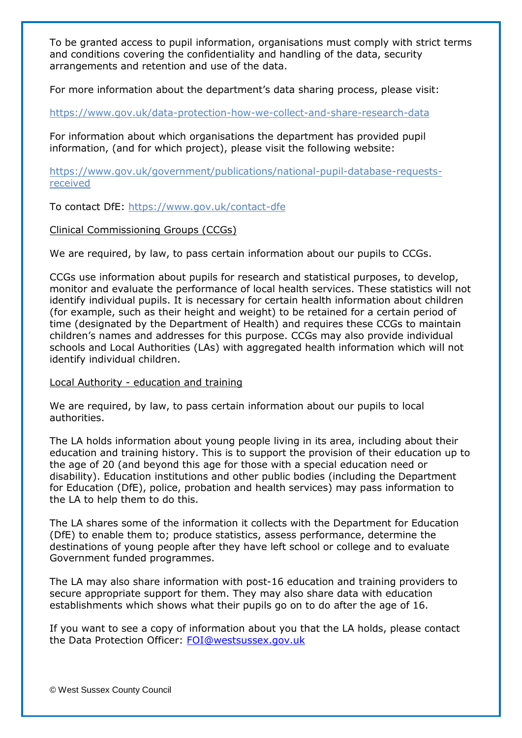To be granted access to pupil information, organisations must comply with strict terms and conditions covering the confidentiality and handling of the data, security arrangements and retention and use of the data.

For more information about the department's data sharing process, please visit:

https://www.gov.uk/data-protection-how-we-collect-and-share-research-data

For information about which organisations the department has provided pupil information, (and for which project), please visit the following website:

https://www.gov.uk/government/publications/national-pupil-database-requests-received

To contact DfE: https://www.gov.uk/contact-dfe

Clinical Commissioning Groups (CCGs)

We are required, by law, to pass certain information about our pupils to CCGs.

CCGs use information about pupils for research and statistical purposes, to develop, monitor and evaluate the performance of local health services. These statistics will not identify individual pupils. It is necessary for certain health information about children (for example, such as their height and weight) to be retained for a certain period of time (designated by the Department of Health) and requires these CCGs to maintain children's names and addresses for this purpose. CCGs may also provide individual schools and Local Authorities (LAs) with aggregated health information which will not identify individual children.

Local Authority - education and training

We are required, by law, to pass certain information about our pupils to local authorities.

The LA holds information about young people living in its area, including about their education and training history. This is to support the provision of their education up to the age of 20 (and beyond this age for those with a special education need or disability). Education institutions and other public bodies (including the Department for Education (DfE), police, probation and health services) may pass information to the LA to help them to do this.

The LA shares some of the information it collects with the Department for Education (DfE) to enable them to; produce statistics, assess performance, determine the destinations of young people after they have left school or college and to evaluate Government funded programmes.

The LA may also share information with post-16 education and training providers to secure appropriate support for them. They may also share data with education establishments which shows what their pupils go on to do after the age of 16.

If you want to see a copy of information about you that the LA holds, please contact the Data Protection Officer: FOI@westsussex.gov.uk

© West Sussex County Council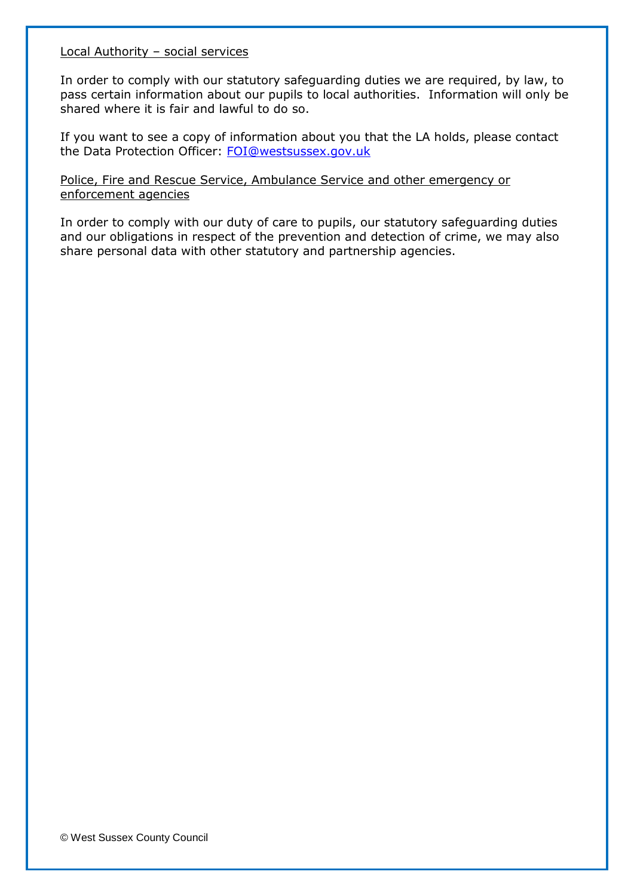Local Authority – social services

In order to comply with our statutory safeguarding duties we are required, by law, to pass certain information about our pupils to local authorities. Information will only be shared where it is fair and lawful to do so.

If you want to see a copy of information about you that the LA holds, please contact the Data Protection Officer: [FOI@westsussex.gov.uk](mailto:FOI@westsussex.gov.uk)

Police, Fire and Rescue Service, Ambulance Service and other emergency or enforcement agencies

In order to comply with our duty of care to pupils, our statutory safeguarding duties and our obligations in respect of the prevention and detection of crime, we may also share personal data with other statutory and partnership agencies.

© West Sussex County Council